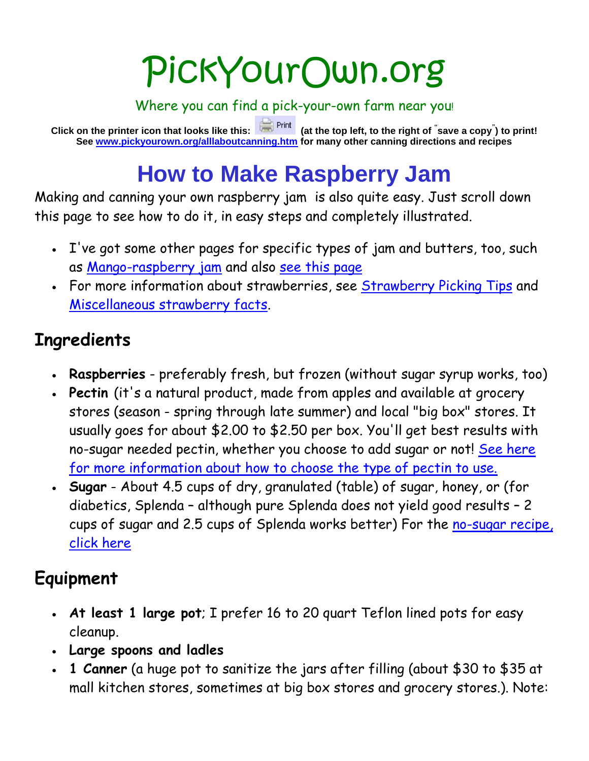# PickYourOwn.org

Where you can find a pick-your-own farm near you!

**Click on the printer icon that looks like this: Print (at the top left, to the right of "save a copy") to print!**
**See [www.pickyourown.org/alllaboutcanning.htm](www.pickyourown.org/alllaboutcanning.htm) for many other canning directions and recipes**

# How to Make Raspberry Jam

Making and canning your own raspberry jam is also quite easy. Just scroll down this page to see how to do it, in easy steps and completely illustrated.

- I've got some other pages for specific types of jam and butters, too, such as Mango-raspberry jam and also see this page
- For more information about strawberries, see Strawberry Picking Tips and Miscellaneous strawberry facts.

## Ingredients

- **Raspberries** - preferably fresh, but frozen (without sugar syrup works, too)
- **Pectin** (it's a natural product, made from apples and available at grocery stores (season - spring through late summer) and local "big box" stores. It usually goes for about $2.00 to $2.50 per box. You'll get best results with no-sugar needed pectin, whether you choose to add sugar or not! See here for more information about how to choose the type of pectin to use.
- **Sugar** - About 4.5 cups of dry, granulated (table) of sugar, honey, or (for diabetics, Splenda – although pure Splenda does not yield good results – 2 cups of sugar and 2.5 cups of Splenda works better) For the no-sugar recipe, click here

## Equipment

- **At least 1 large pot**; I prefer 16 to 20 quart Teflon lined pots for easy cleanup.
- **Large spoons and ladles**
- **1 Canner** (a huge pot to sanitize the jars after filling (about $30 to $35 at mall kitchen stores, sometimes at big box stores and grocery stores.). Note: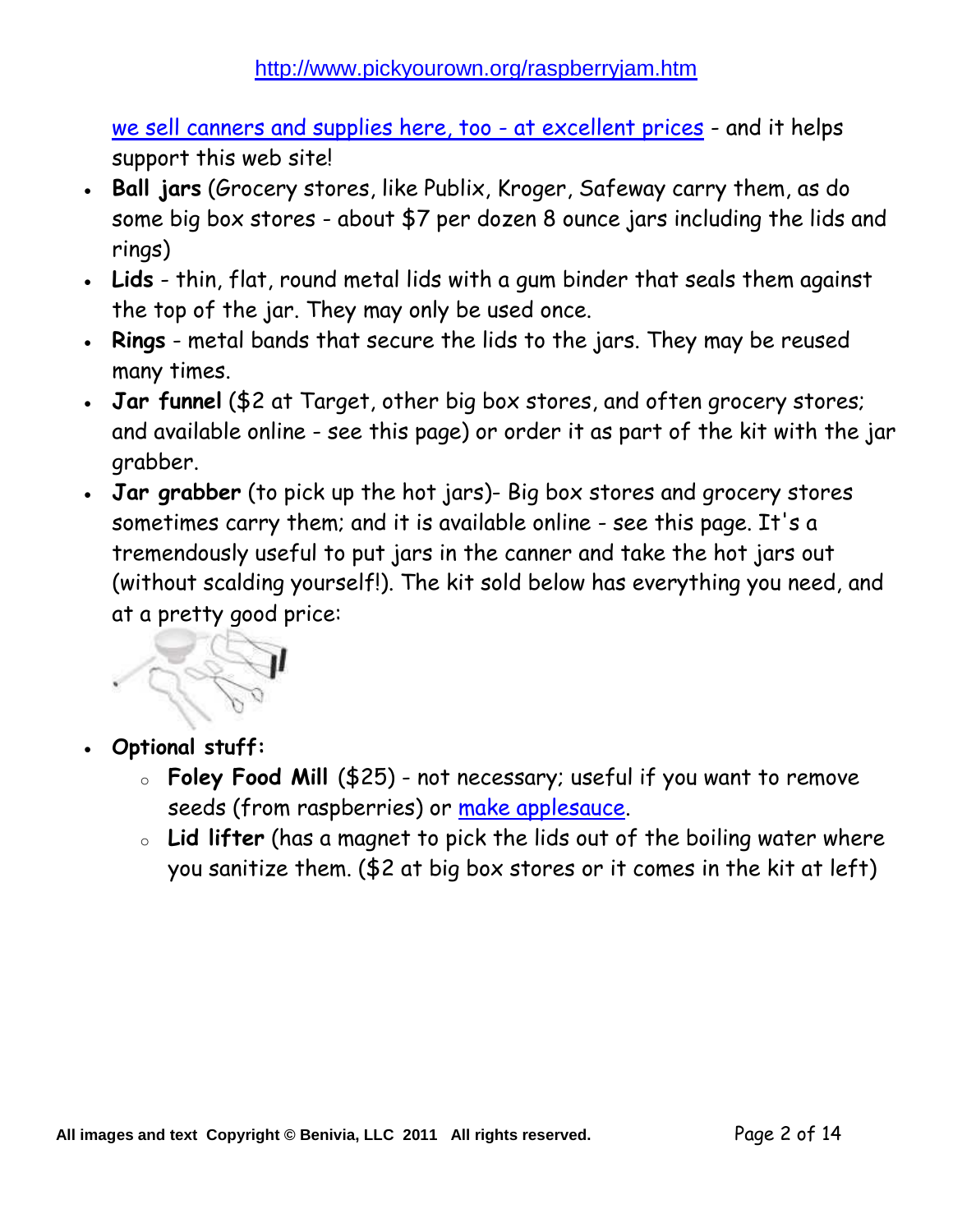we sell canners and supplies here, too - at excellent prices - and it helps support this web site!

- **Ball jars** (Grocery stores, like Publix, Kroger, Safeway carry them, as do some big box stores - about $7 per dozen 8 ounce jars including the lids and rings)
- **Lids** - thin, flat, round metal lids with a gum binder that seals them against the top of the jar. They may only be used once.
- **Rings** - metal bands that secure the lids to the jars. They may be reused many times.
- **Jar funnel** ($2 at Target, other big box stores, and often grocery stores; and available online - see this page) or order it as part of the kit with the jar grabber.
- **Jar grabber** (to pick up the hot jars)- Big box stores and grocery stores sometimes carry them; and it is available online - see this page. It's a tremendously useful to put jars in the canner and take the hot jars out (without scalding yourself!). The kit sold below has everything you need, and at a pretty good price:
- **Optional stuff:**
  - **Foley Food Mill** ($25) - not necessary; useful if you want to remove seeds (from raspberries) or make applesauce.
  - **Lid lifter** (has a magnet to pick the lids out of the boiling water where you sanitize them. ($2 at big box stores or it comes in the kit at left)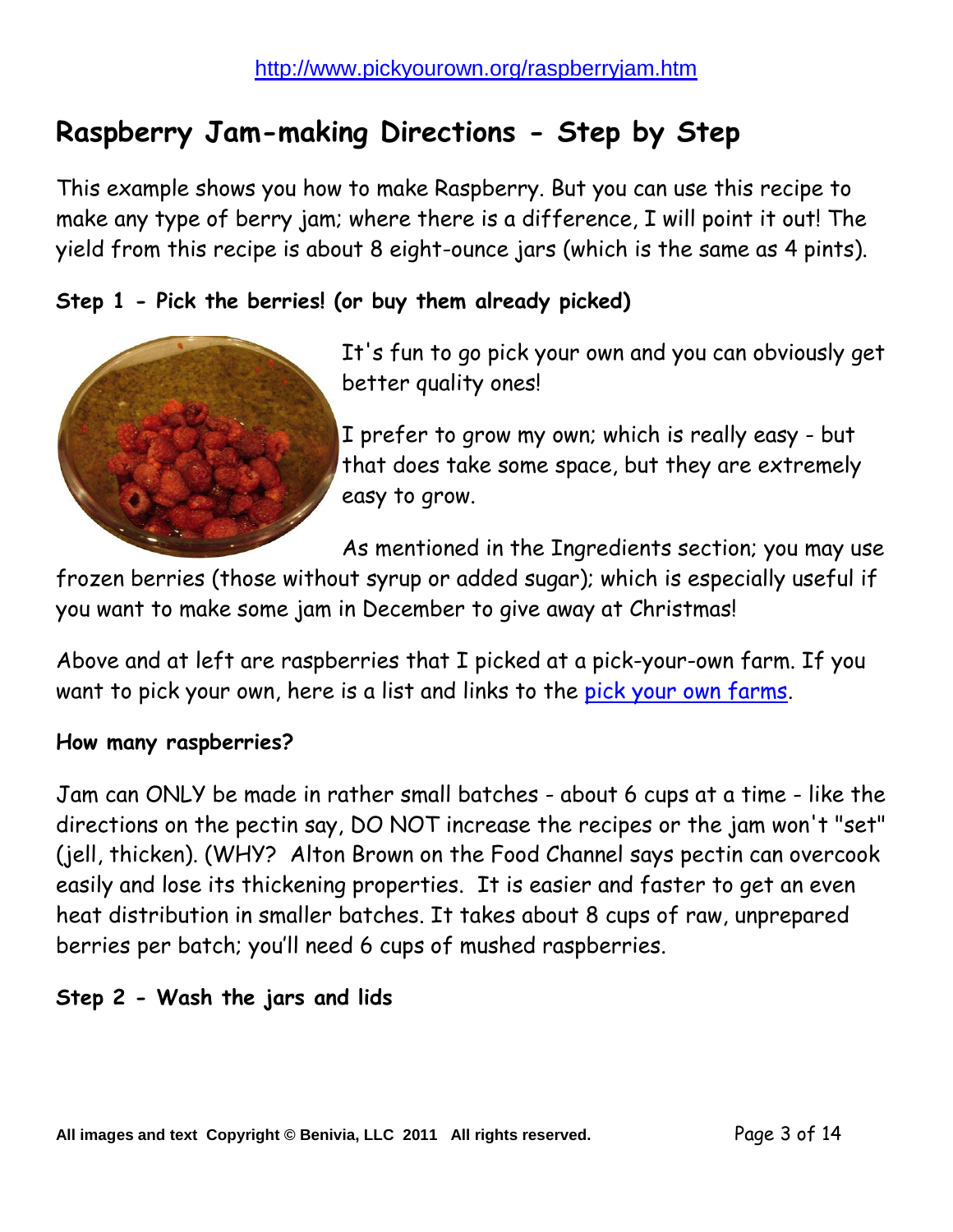http://www.pickyourown.org/raspberryjam.htm

# Raspberry Jam-making Directions - Step by Step

This example shows you how to make Raspberry. But you can use this recipe to make any type of berry jam; where there is a difference, I will point it out! The yield from this recipe is about 8 eight-ounce jars (which is the same as 4 pints).

### Step 1 - Pick the berries! (or buy them already picked)

It's fun to go pick your own and you can obviously get better quality ones!

I prefer to grow my own; which is really easy - but that does take some space, but they are extremely easy to grow.

As mentioned in the Ingredients section; you may use frozen berries (those without syrup or added sugar); which is especially useful if you want to make some jam in December to give away at Christmas!

Above and at left are raspberries that I picked at a pick-your-own farm. If you want to pick your own, here is a list and links to the pick your own farms.

### How many raspberries?

Jam can ONLY be made in rather small batches - about 6 cups at a time - like the directions on the pectin say, DO NOT increase the recipes or the jam won't "set" (jell, thicken). (WHY? Alton Brown on the Food Channel says pectin can overcook easily and lose its thickening properties. It is easier and faster to get an even heat distribution in smaller batches. It takes about 8 cups of raw, unprepared berries per batch; you'll need 6 cups of mushed raspberries.

### Step 2 - Wash the jars and lids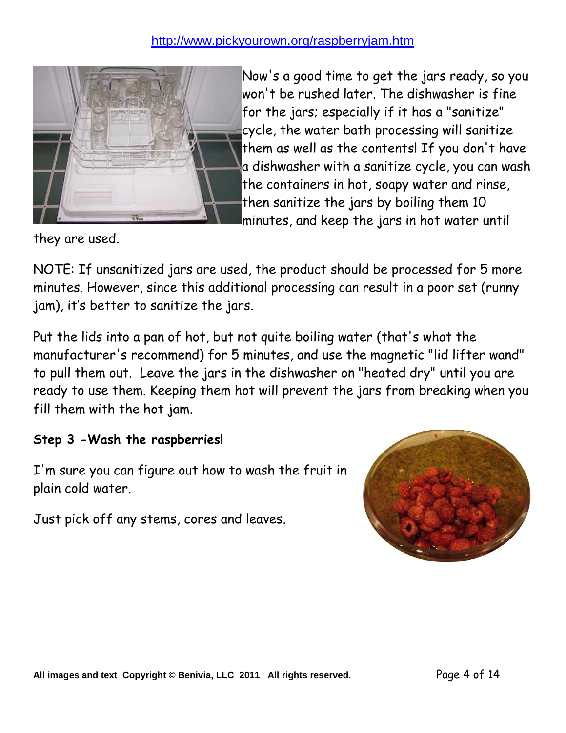Now's a good time to get the jars ready, so you won't be rushed later. The dishwasher is fine for the jars; especially if it has a "sanitize" cycle, the water bath processing will sanitize them as well as the contents! If you don't have a dishwasher with a sanitize cycle, you can wash the containers in hot, soapy water and rinse, then sanitize the jars by boiling them 10 minutes, and keep the jars in hot water until they are used.

NOTE: If unsanitized jars are used, the product should be processed for 5 more minutes. However, since this additional processing can result in a poor set (runny jam), it's better to sanitize the jars.

Put the lids into a pan of hot, but not quite boiling water (that's what the manufacturer's recommend) for 5 minutes, and use the magnetic "lid lifter wand" to pull them out. Leave the jars in the dishwasher on "heated dry" until you are ready to use them. Keeping them hot will prevent the jars from breaking when you fill them with the hot jam.

**Step 3 -Wash the raspberries!**

I'm sure you can figure out how to wash the fruit in plain cold water.

Just pick off any stems, cores and leaves.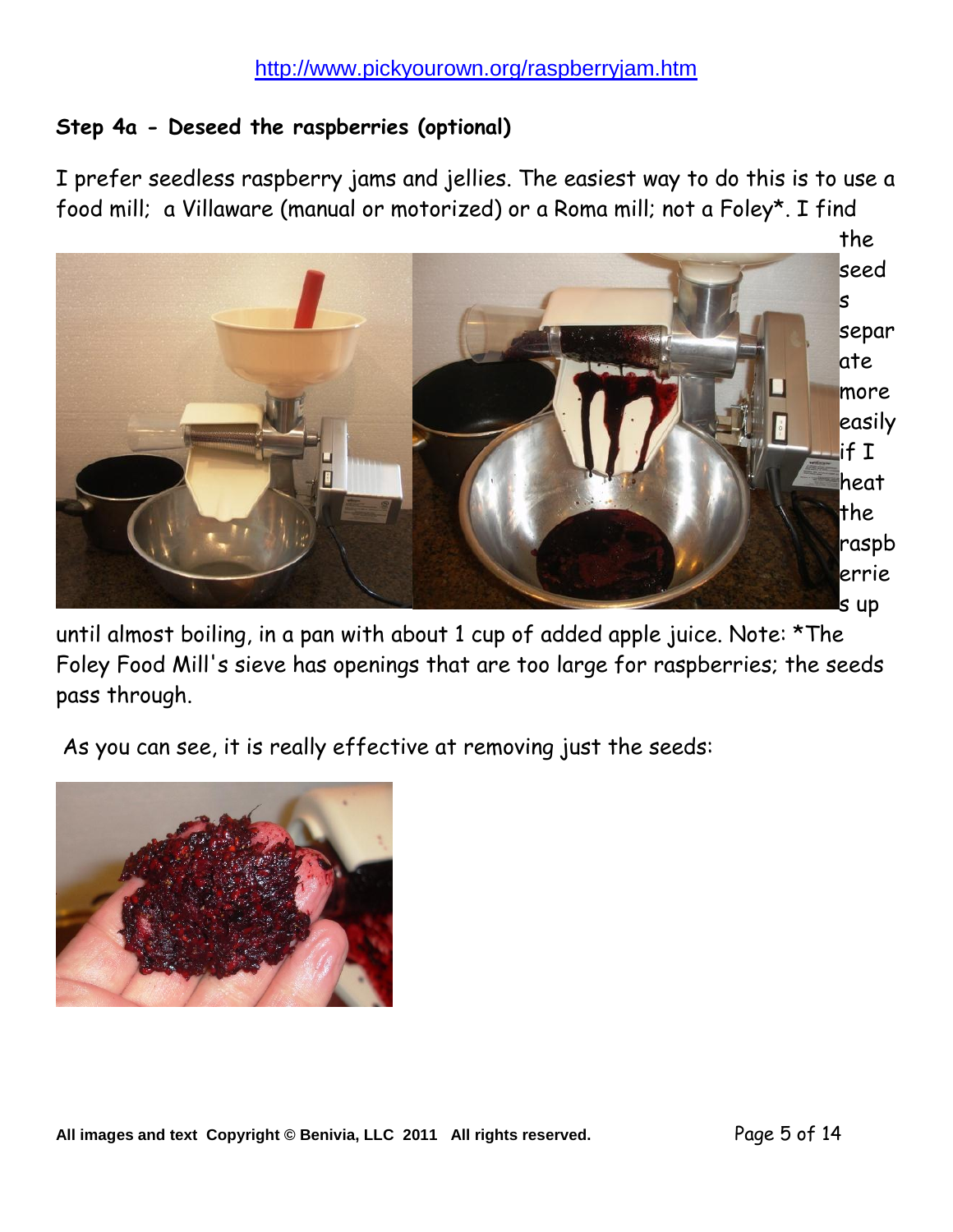http://www.pickyourown.org/raspberryjam.htm

### Step 4a - Deseed the raspberries (optional)

I prefer seedless raspberry jams and jellies. The easiest way to do this is to use a food mill; a Villaware (manual or motorized) or a Roma mill; not a Foley*. I find the seeds separate more easily if I heat the raspberries up until almost boiling, in a pan with about 1 cup of added apple juice. Note: *The Foley Food Mill's sieve has openings that are too large for raspberries; the seeds pass through.

As you can see, it is really effective at removing just the seeds:

All images and text Copyright © Benivia, LLC 2011 All rights reserved.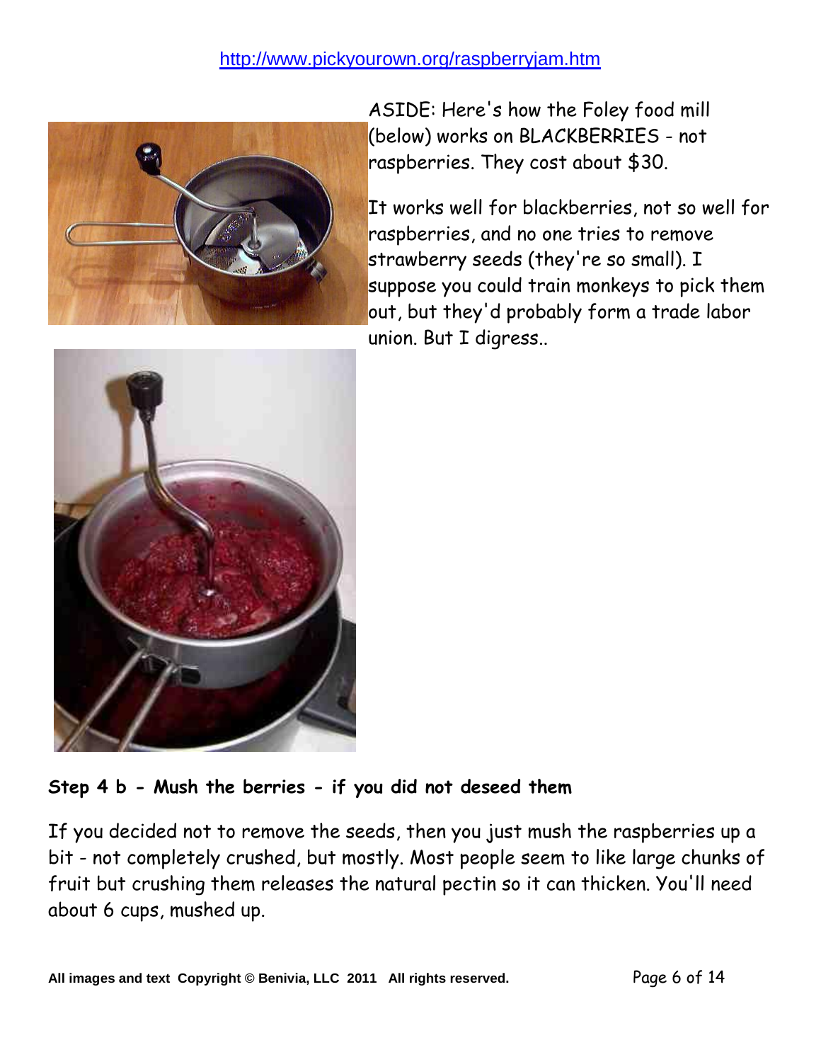http://www.pickyourown.org/raspberryjam.htm

ASIDE: Here's how the Foley food mill (below) works on BLACKBERRIES - not raspberries. They cost about $30.

It works well for blackberries, not so well for raspberries, and no one tries to remove strawberry seeds (they're so small). I suppose you could train monkeys to pick them out, but they'd probably form a trade labor union. But I digress..

**Step 4 b - Mush the berries - if you did not deseed them**

If you decided not to remove the seeds, then you just mush the raspberries up a bit - not completely crushed, but mostly. Most people seem to like large chunks of fruit but crushing them releases the natural pectin so it can thicken. You'll need about 6 cups, mushed up.

**All images and text Copyright © Benivia, LLC 2011 All rights reserved.**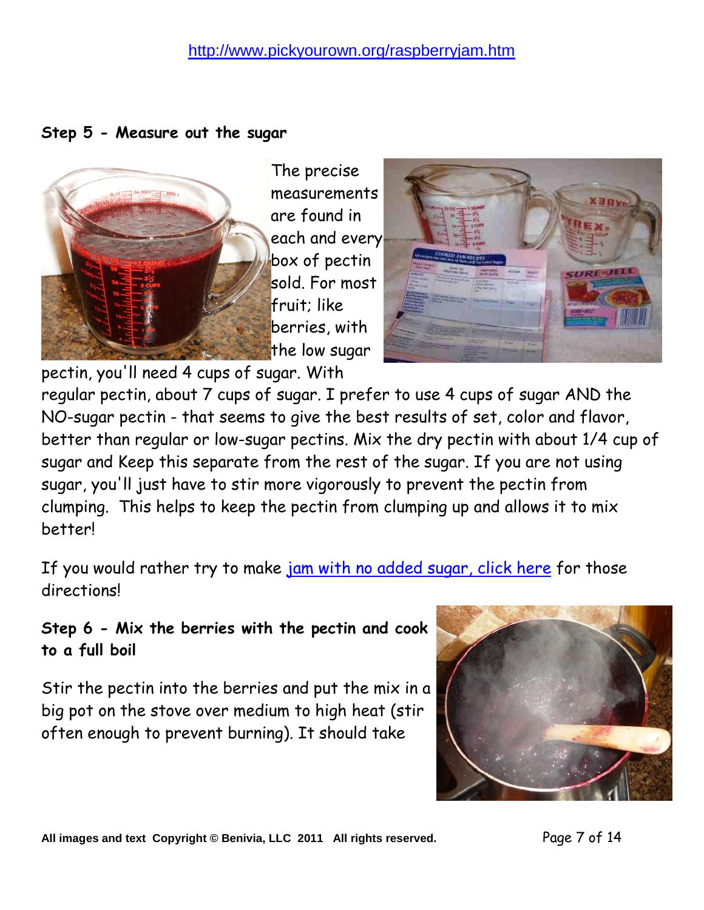http://www.pickyourown.org/raspberryjam.htm

### Step 5 - Measure out the sugar

The precise measurements are found in each and every box of pectin sold. For most fruit; like berries, with the low sugar pectin, you'll need 4 cups of sugar. With regular pectin, about 7 cups of sugar. I prefer to use 4 cups of sugar AND the NO-sugar pectin - that seems to give the best results of set, color and flavor, better than regular or low-sugar pectins. Mix the dry pectin with about 1/4 cup of sugar and Keep this separate from the rest of the sugar. If you are not using sugar, you'll just have to stir more vigorously to prevent the pectin from clumping. This helps to keep the pectin from clumping up and allows it to mix better!

If you would rather try to make [jam with no added sugar, click here] for those directions!

### Step 6 - Mix the berries with the pectin and cook to a full boil

Stir the pectin into the berries and put the mix in a big pot on the stove over medium to high heat (stir often enough to prevent burning). It should take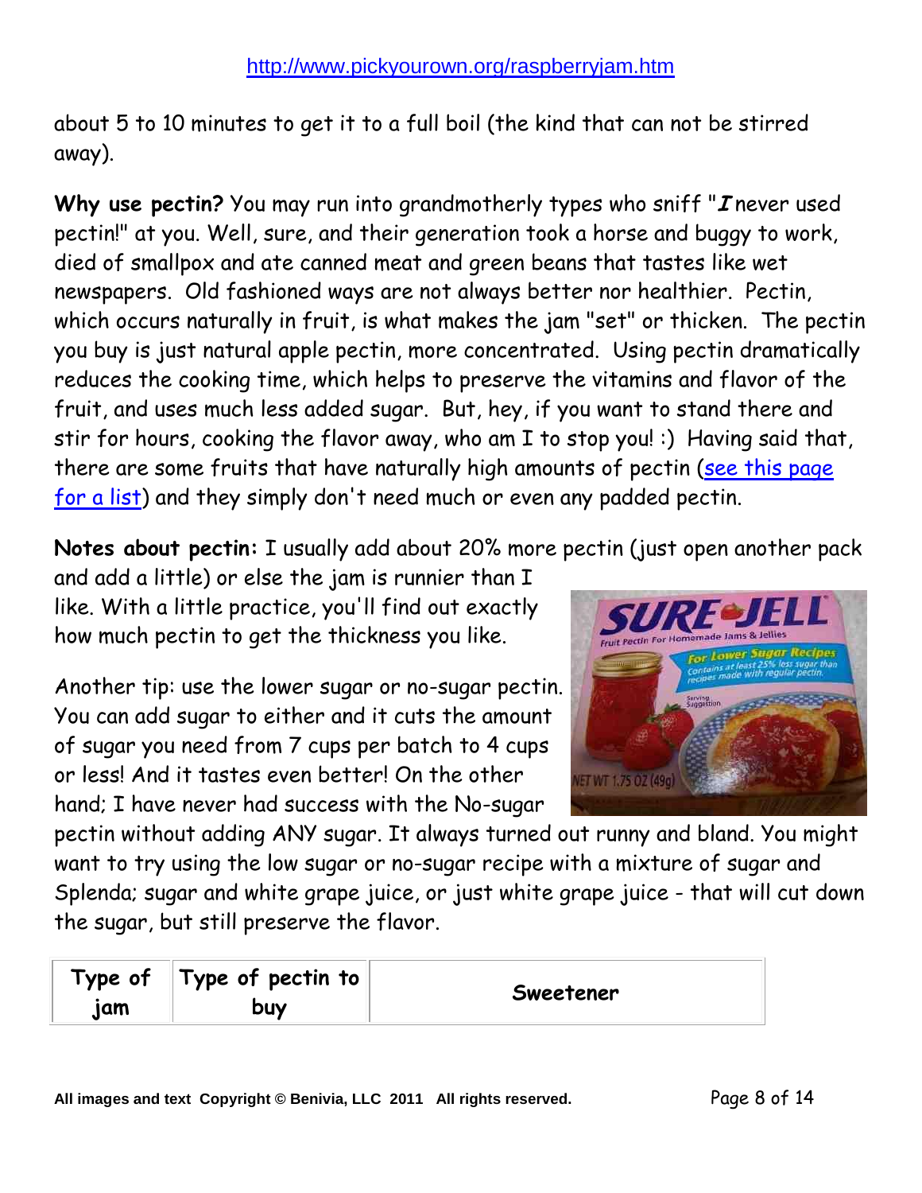about 5 to 10 minutes to get it to a full boil (the kind that can not be stirred away).

**Why use pectin?** You may run into grandmotherly types who sniff "***I*** never used pectin!" at you. Well, sure, and their generation took a horse and buggy to work, died of smallpox and ate canned meat and green beans that tastes like wet newspapers. Old fashioned ways are not always better nor healthier. Pectin, which occurs naturally in fruit, is what makes the jam "set" or thicken. The pectin you buy is just natural apple pectin, more concentrated. Using pectin dramatically reduces the cooking time, which helps to preserve the vitamins and flavor of the fruit, and uses much less added sugar. But, hey, if you want to stand there and stir for hours, cooking the flavor away, who am I to stop you! :) Having said that, there are some fruits that have naturally high amounts of pectin (see this page for a list) and they simply don't need much or even any padded pectin.

**Notes about pectin:** I usually add about 20% more pectin (just open another pack and add a little) or else the jam is runnier than I like. With a little practice, you'll find out exactly how much pectin to get the thickness you like.

Another tip: use the lower sugar or no-sugar pectin. You can add sugar to either and it cuts the amount of sugar you need from 7 cups per batch to 4 cups or less! And it tastes even better! On the other hand; I have never had success with the No-sugar pectin without adding ANY sugar. It always turned out runny and bland. You might want to try using the low sugar or no-sugar recipe with a mixture of sugar and Splenda; sugar and white grape juice, or just white grape juice - that will cut down the sugar, but still preserve the flavor.

| Type of jam | Type of pectin to buy | Sweetener |
| --- | --- | --- |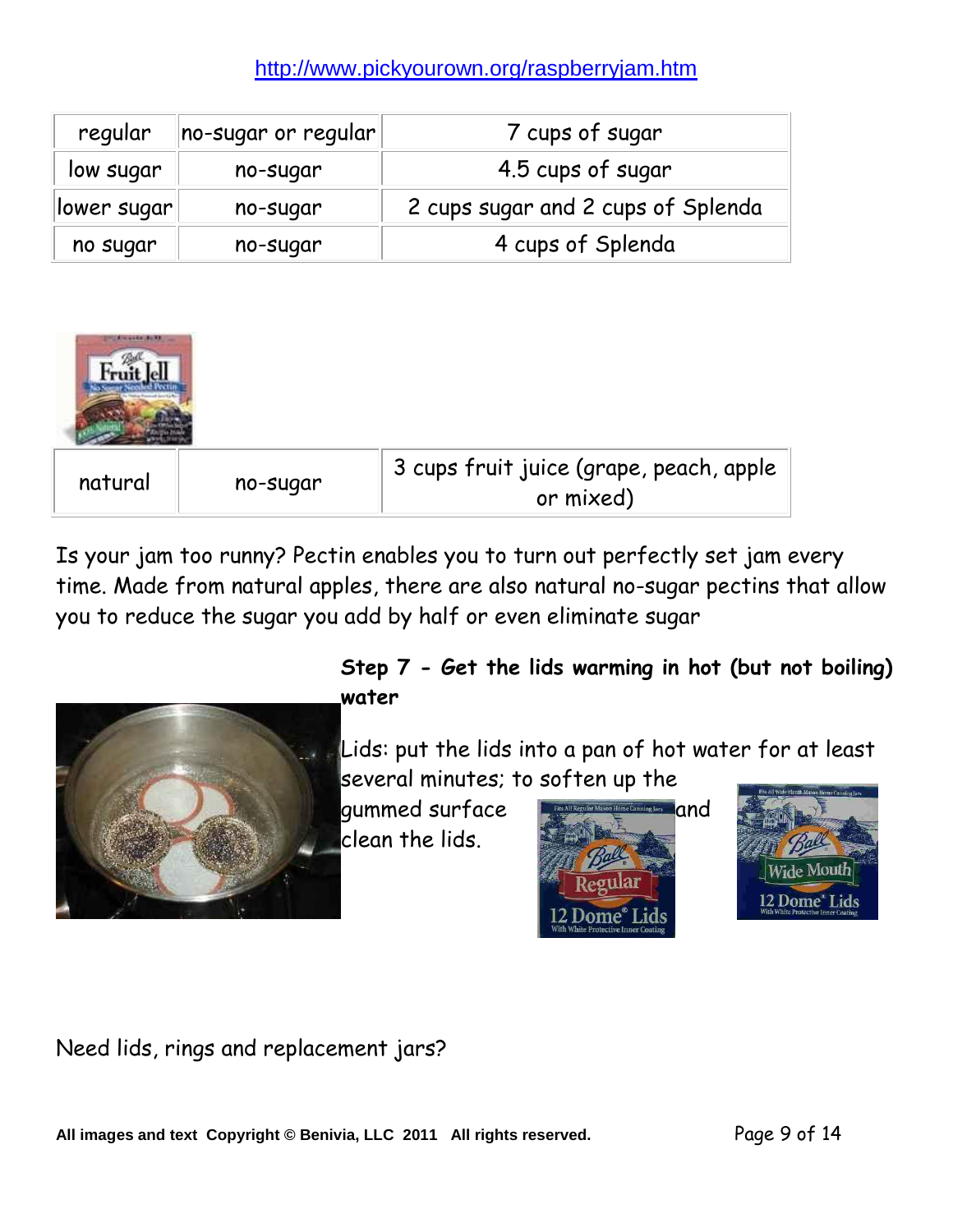http://www.pickyourown.org/raspberryjam.htm

| regular | no-sugar or regular | 7 cups of sugar |
|---|---|---|
| low sugar | no-sugar | 4.5 cups of sugar |
| lower sugar | no-sugar | 2 cups sugar and 2 cups of Splenda |
| no sugar | no-sugar | 4 cups of Splenda |

| natural | no-sugar | 3 cups fruit juice (grape, peach, apple or mixed) |
|---|---|---|

Is your jam too runny? Pectin enables you to turn out perfectly set jam every time. Made from natural apples, there are also natural no-sugar pectins that allow you to reduce the sugar you add by half or even eliminate sugar

**Step 7 - Get the lids warming in hot (but not boiling) water**

Lids: put the lids into a pan of hot water for at least several minutes; to soften up the gummed surface and clean the lids.

Need lids, rings and replacement jars?

All images and text Copyright © Benivia, LLC 2011 All rights reserved.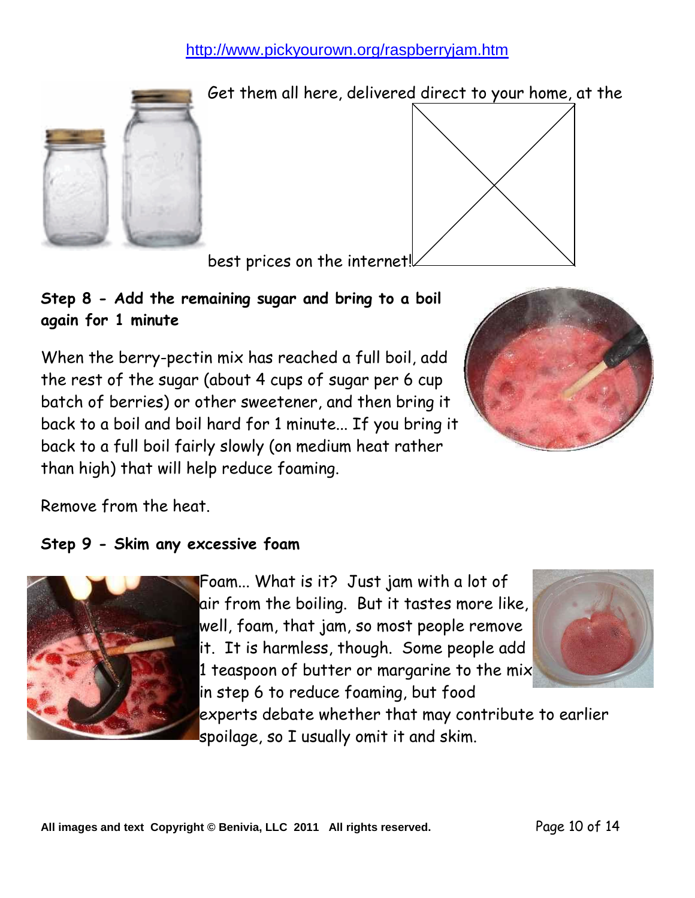http://www.pickyourown.org/raspberryjam.htm

Get them all here, delivered direct to your home, at the best prices on the internet!

**Step 8 - Add the remaining sugar and bring to a boil again for 1 minute**

When the berry-pectin mix has reached a full boil, add the rest of the sugar (about 4 cups of sugar per 6 cup batch of berries) or other sweetener, and then bring it back to a boil and boil hard for 1 minute... If you bring it back to a full boil fairly slowly (on medium heat rather than high) that will help reduce foaming.

Remove from the heat.

**Step 9 - Skim any excessive foam**

Foam... What is it? Just jam with a lot of air from the boiling. But it tastes more like, well, foam, that jam, so most people remove it. It is harmless, though. Some people add 1 teaspoon of butter or margarine to the mix in step 6 to reduce foaming, but food experts debate whether that may contribute to earlier spoilage, so I usually omit it and skim.

All images and text Copyright © Benivia, LLC 2011 All rights reserved.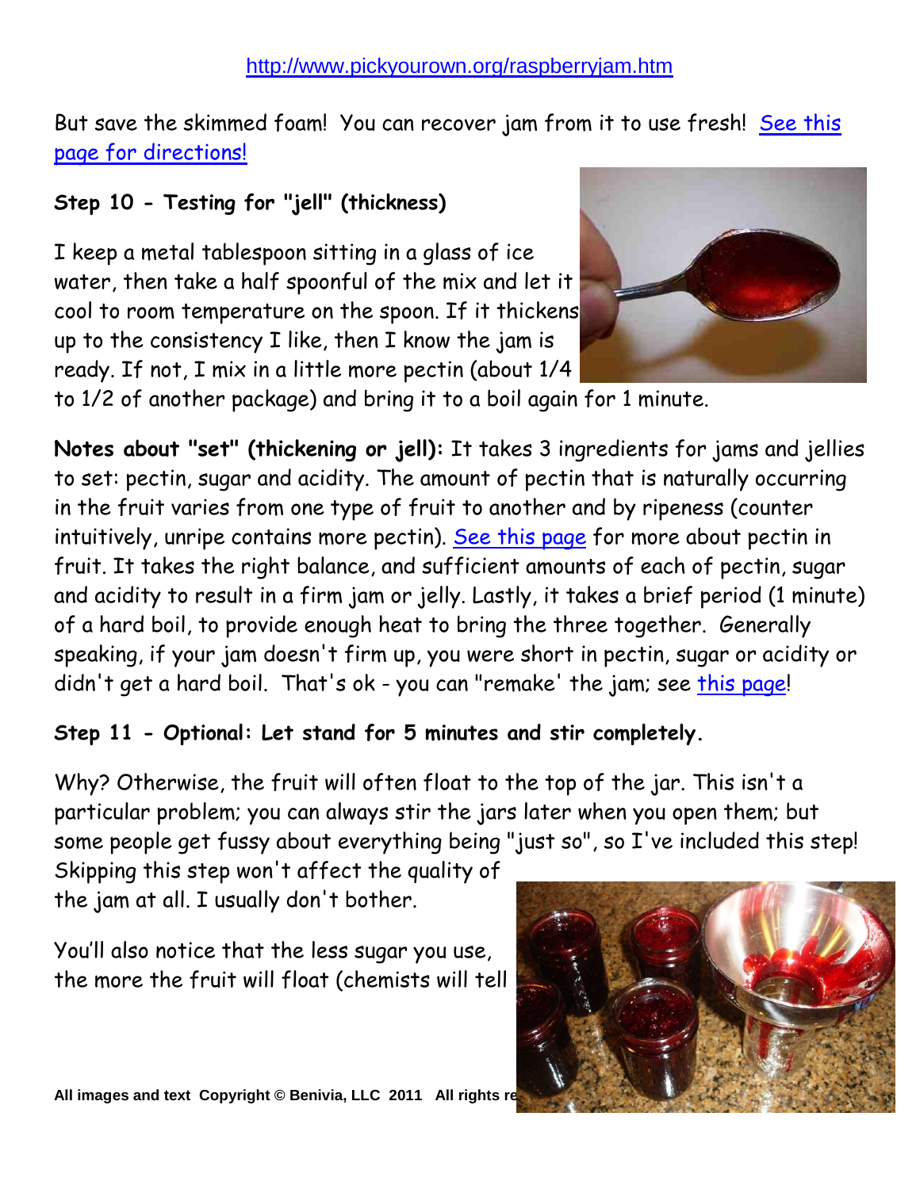http://www.pickyourown.org/raspberryjam.htm

But save the skimmed foam! You can recover jam from it to use fresh! See this page for directions!

**Step 10 - Testing for "jell" (thickness)**

I keep a metal tablespoon sitting in a glass of ice water, then take a half spoonful of the mix and let it cool to room temperature on the spoon. If it thickens up to the consistency I like, then I know the jam is ready. If not, I mix in a little more pectin (about 1/4 to 1/2 of another package) and bring it to a boil again for 1 minute.

**Notes about "set" (thickening or jell):** It takes 3 ingredients for jams and jellies to set: pectin, sugar and acidity. The amount of pectin that is naturally occurring in the fruit varies from one type of fruit to another and by ripeness (counter intuitively, unripe contains more pectin). See this page for more about pectin in fruit. It takes the right balance, and sufficient amounts of each of pectin, sugar and acidity to result in a firm jam or jelly. Lastly, it takes a brief period (1 minute) of a hard boil, to provide enough heat to bring the three together. Generally speaking, if your jam doesn't firm up, you were short in pectin, sugar or acidity or didn't get a hard boil. That's ok - you can "remake' the jam; see this page!

**Step 11 - Optional: Let stand for 5 minutes and stir completely.**

Why? Otherwise, the fruit will often float to the top of the jar. This isn't a particular problem; you can always stir the jars later when you open them; but some people get fussy about everything being "just so", so I've included this step! Skipping this step won't affect the quality of the jam at all. I usually don't bother.

You'll also notice that the less sugar you use, the more the fruit will float (chemists will tell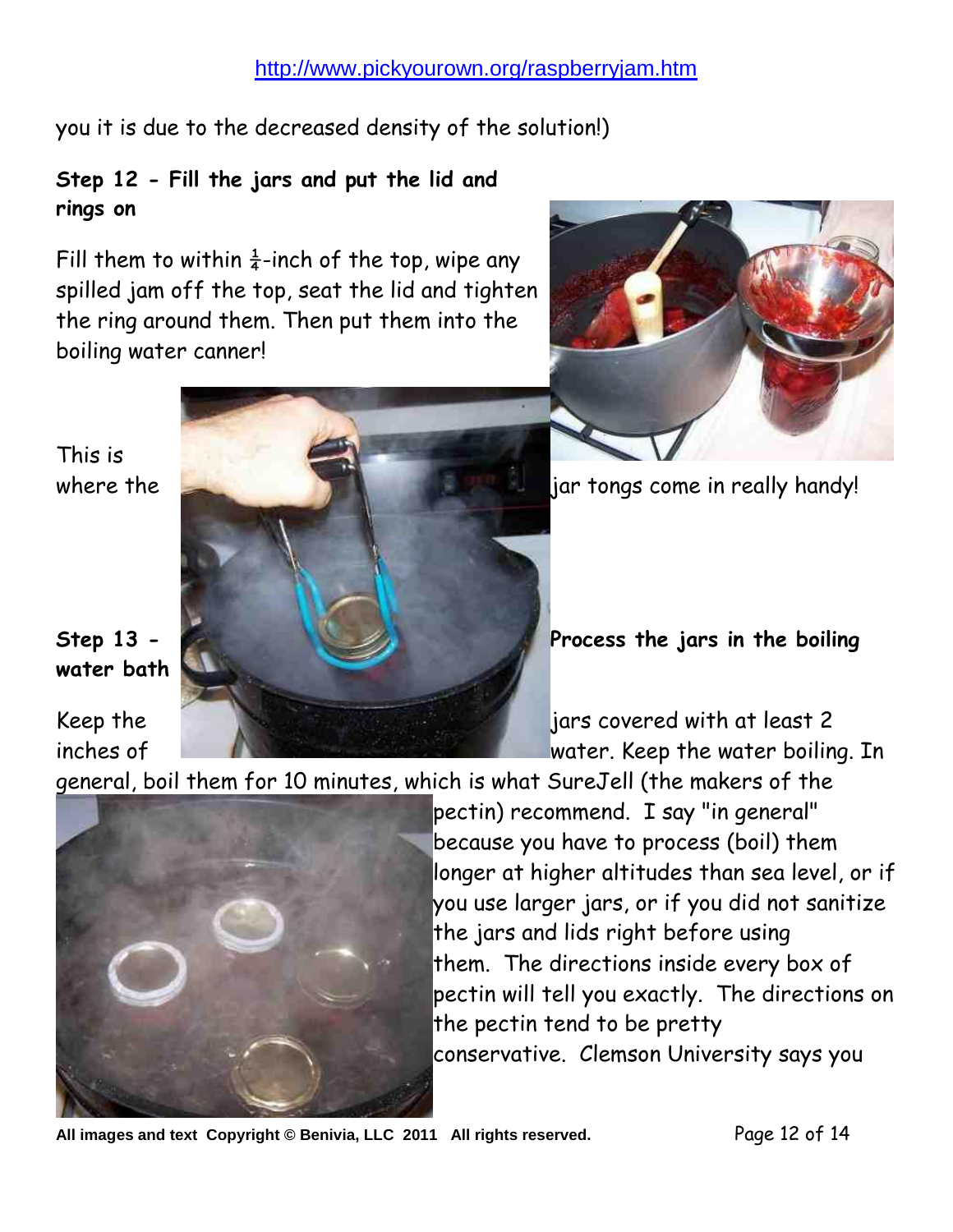you it is due to the decreased density of the solution!)

**Step 12 - Fill the jars and put the lid and rings on**

Fill them to within ¼-inch of the top, wipe any spilled jam off the top, seat the lid and tighten the ring around them. Then put them into the boiling water canner!

This is where the jar tongs come in really handy!

**Step 13 - Process the jars in the boiling water bath**

Keep the jars covered with at least 2 inches of water. Keep the water boiling. In general, boil them for 10 minutes, which is what SureJell (the makers of the pectin) recommend. I say "in general" because you have to process (boil) them longer at higher altitudes than sea level, or if you use larger jars, or if you did not sanitize the jars and lids right before using them. The directions inside every box of pectin will tell you exactly. The directions on the pectin tend to be pretty conservative. Clemson University says you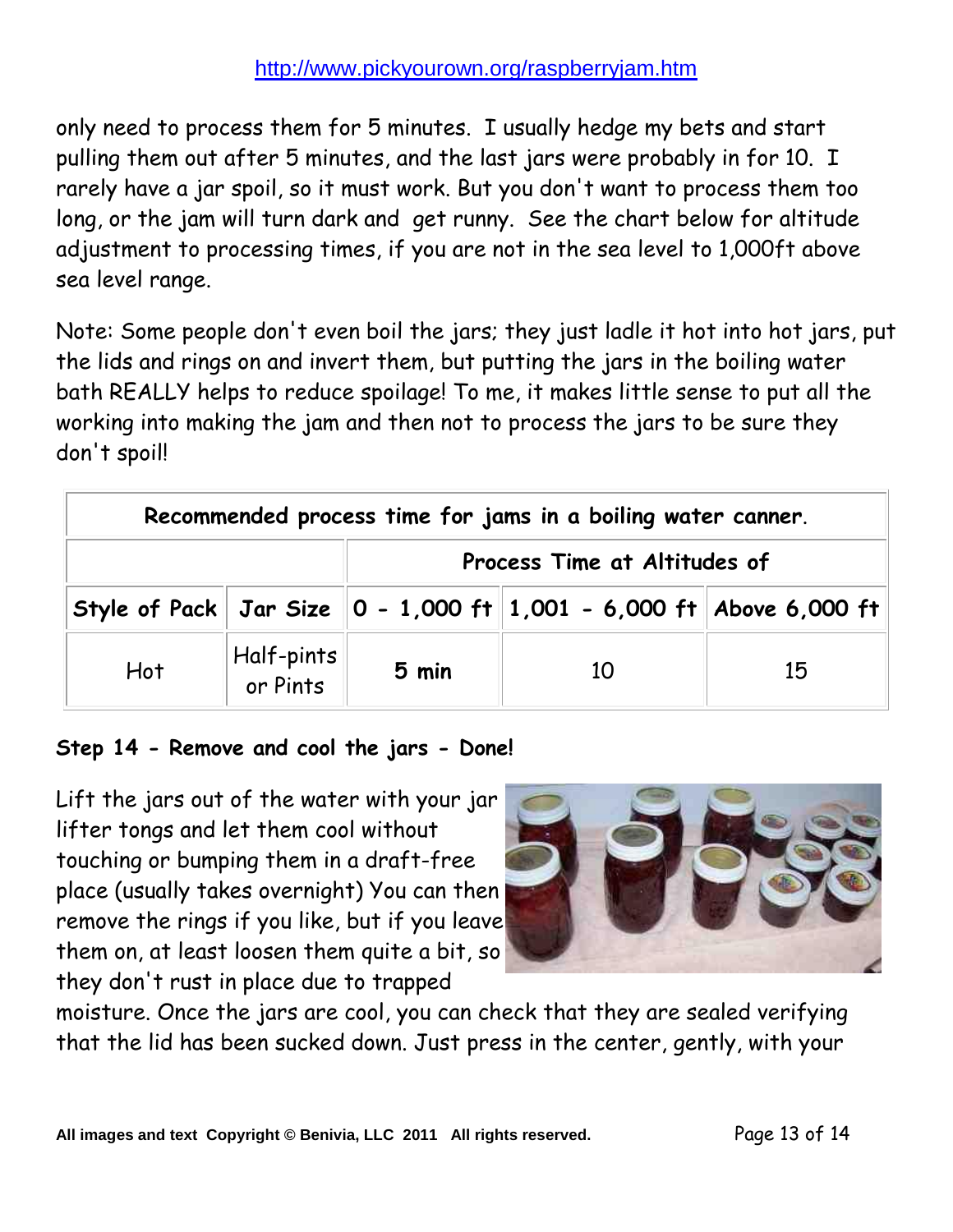only need to process them for 5 minutes. I usually hedge my bets and start pulling them out after 5 minutes, and the last jars were probably in for 10. I rarely have a jar spoil, so it must work. But you don't want to process them too long, or the jam will turn dark and get runny. See the chart below for altitude adjustment to processing times, if you are not in the sea level to 1,000ft above sea level range.

Note: Some people don't even boil the jars; they just ladle it hot into hot jars, put the lids and rings on and invert them, but putting the jars in the boiling water bath REALLY helps to reduce spoilage! To me, it makes little sense to put all the working into making the jam and then not to process the jars to be sure they don't spoil!

| **Recommended process time for jams in a boiling water canner.** | | | | |
|---|---|---|---|---|
| | | **Process Time at Altitudes of** | | |
| **Style of Pack** | **Jar Size** | **0 - 1,000 ft** | **1,001 - 6,000 ft** | **Above 6,000 ft** |
| Hot | Half-pints or Pints | **5 min** | 10 | 15 |

**Step 14 - Remove and cool the jars - Done!**

Lift the jars out of the water with your jar lifter tongs and let them cool without touching or bumping them in a draft-free place (usually takes overnight) You can then remove the rings if you like, but if you leave them on, at least loosen them quite a bit, so they don't rust in place due to trapped moisture. Once the jars are cool, you can check that they are sealed verifying that the lid has been sucked down. Just press in the center, gently, with your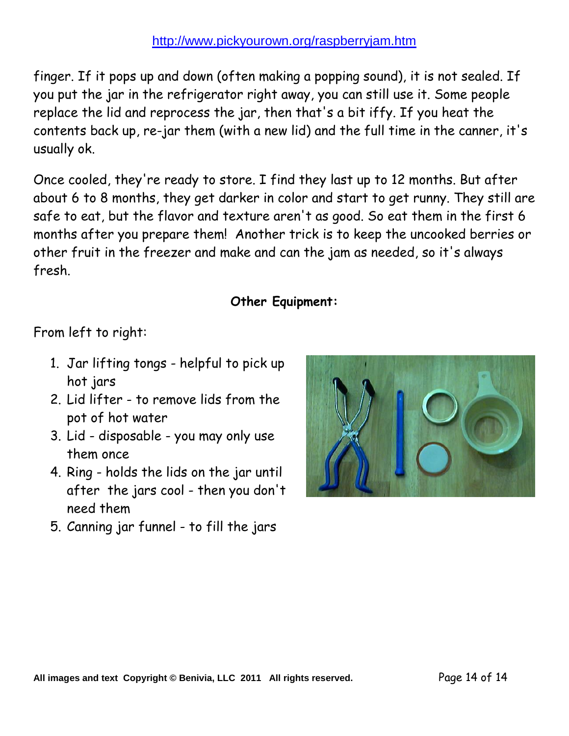finger. If it pops up and down (often making a popping sound), it is not sealed. If you put the jar in the refrigerator right away, you can still use it. Some people replace the lid and reprocess the jar, then that's a bit iffy. If you heat the contents back up, re-jar them (with a new lid) and the full time in the canner, it's usually ok.

Once cooled, they're ready to store. I find they last up to 12 months. But after about 6 to 8 months, they get darker in color and start to get runny. They still are safe to eat, but the flavor and texture aren't as good. So eat them in the first 6 months after you prepare them! Another trick is to keep the uncooked berries or other fruit in the freezer and make and can the jam as needed, so it's always fresh.

**Other Equipment:**

From left to right:

1. Jar lifting tongs - helpful to pick up hot jars
2. Lid lifter - to remove lids from the pot of hot water
3. Lid - disposable - you may only use them once
4. Ring - holds the lids on the jar until after the jars cool - then you don't need them
5. Canning jar funnel - to fill the jars